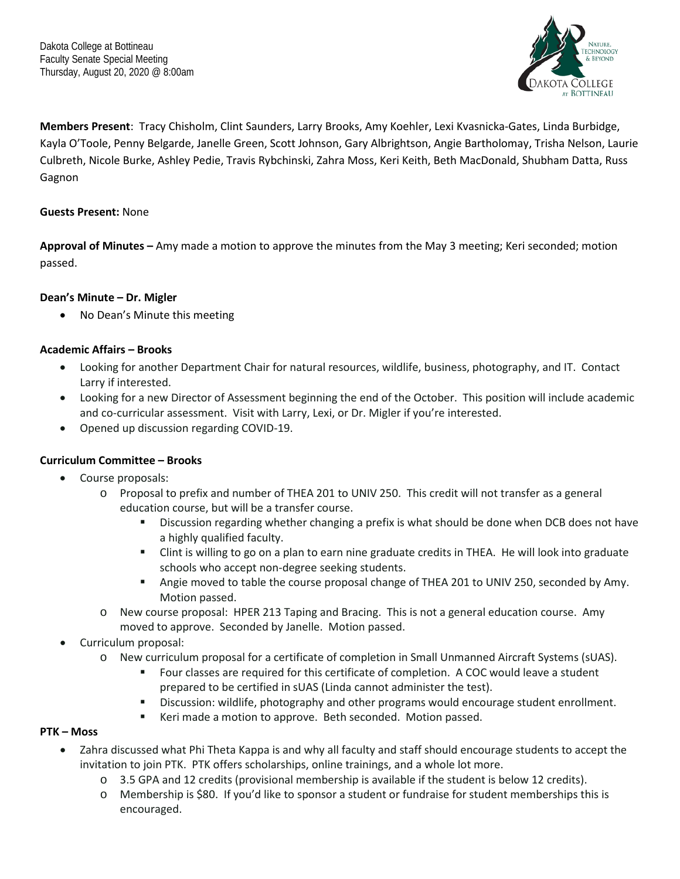Dakota College at Bottineau
Faculty Senate Special Meeting
Thursday, August 20, 2020 @ 8:00am

**Members Present**: Tracy Chisholm, Clint Saunders, Larry Brooks, Amy Koehler, Lexi Kvasnicka-Gates, Linda Burbidge, Kayla O'Toole, Penny Belgarde, Janelle Green, Scott Johnson, Gary Albrightson, Angie Bartholomay, Trisha Nelson, Laurie Culbreth, Nicole Burke, Ashley Pedie, Travis Rybchinski, Zahra Moss, Keri Keith, Beth MacDonald, Shubham Datta, Russ Gagnon

**Guests Present:** None

**Approval of Minutes –** Amy made a motion to approve the minutes from the May 3 meeting; Keri seconded; motion passed.

**Dean's Minute – Dr. Migler**

- No Dean's Minute this meeting

**Academic Affairs – Brooks**

- Looking for another Department Chair for natural resources, wildlife, business, photography, and IT. Contact Larry if interested.
- Looking for a new Director of Assessment beginning the end of the October. This position will include academic and co-curricular assessment. Visit with Larry, Lexi, or Dr. Migler if you're interested.
- Opened up discussion regarding COVID-19.

**Curriculum Committee – Brooks**

- Course proposals:
  - Proposal to prefix and number of THEA 201 to UNIV 250. This credit will not transfer as a general education course, but will be a transfer course.
    - Discussion regarding whether changing a prefix is what should be done when DCB does not have a highly qualified faculty.
    - Clint is willing to go on a plan to earn nine graduate credits in THEA. He will look into graduate schools who accept non-degree seeking students.
    - Angie moved to table the course proposal change of THEA 201 to UNIV 250, seconded by Amy. Motion passed.
  - New course proposal: HPER 213 Taping and Bracing. This is not a general education course. Amy moved to approve. Seconded by Janelle. Motion passed.
- Curriculum proposal:
  - New curriculum proposal for a certificate of completion in Small Unmanned Aircraft Systems (sUAS).
    - Four classes are required for this certificate of completion. A COC would leave a student prepared to be certified in sUAS (Linda cannot administer the test).
    - Discussion: wildlife, photography and other programs would encourage student enrollment.
    - Keri made a motion to approve. Beth seconded. Motion passed.

**PTK – Moss**

- Zahra discussed what Phi Theta Kappa is and why all faculty and staff should encourage students to accept the invitation to join PTK. PTK offers scholarships, online trainings, and a whole lot more.
  - 3.5 GPA and 12 credits (provisional membership is available if the student is below 12 credits).
  - Membership is $80. If you'd like to sponsor a student or fundraise for student memberships this is encouraged.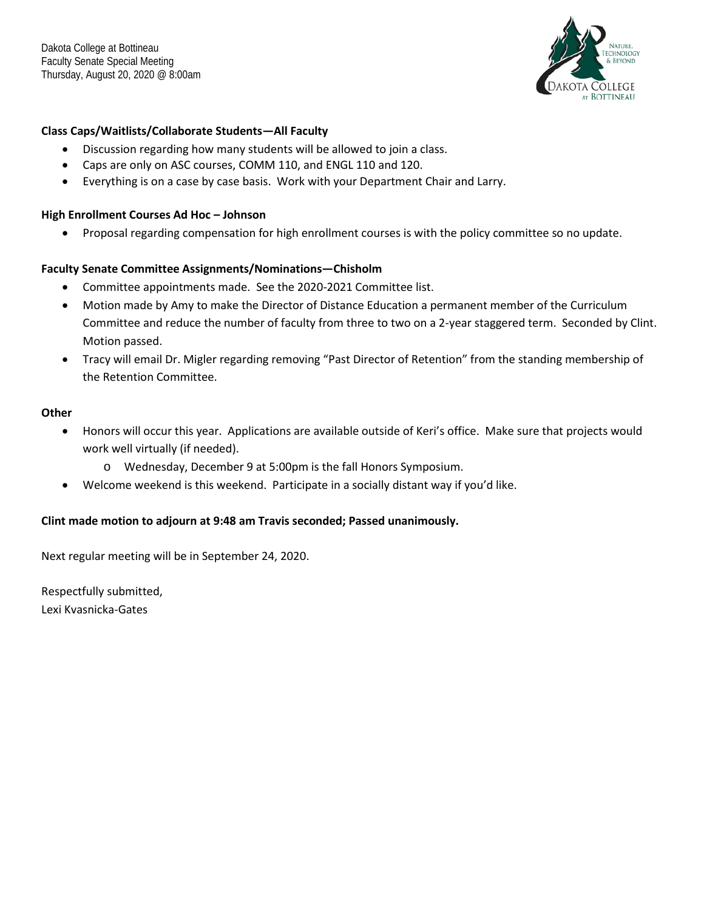Dakota College at Bottineau
Faculty Senate Special Meeting
Thursday, August 20, 2020 @ 8:00am

**Class Caps/Waitlists/Collaborate Students—All Faculty**

- Discussion regarding how many students will be allowed to join a class.
- Caps are only on ASC courses, COMM 110, and ENGL 110 and 120.
- Everything is on a case by case basis. Work with your Department Chair and Larry.

**High Enrollment Courses Ad Hoc – Johnson**

- Proposal regarding compensation for high enrollment courses is with the policy committee so no update.

**Faculty Senate Committee Assignments/Nominations—Chisholm**

- Committee appointments made. See the 2020-2021 Committee list.
- Motion made by Amy to make the Director of Distance Education a permanent member of the Curriculum Committee and reduce the number of faculty from three to two on a 2-year staggered term. Seconded by Clint. Motion passed.
- Tracy will email Dr. Migler regarding removing "Past Director of Retention" from the standing membership of the Retention Committee.

**Other**

- Honors will occur this year. Applications are available outside of Keri's office. Make sure that projects would work well virtually (if needed).
  - Wednesday, December 9 at 5:00pm is the fall Honors Symposium.
- Welcome weekend is this weekend. Participate in a socially distant way if you'd like.

**Clint made motion to adjourn at 9:48 am Travis seconded; Passed unanimously.**

Next regular meeting will be in September 24, 2020.

Respectfully submitted,
Lexi Kvasnicka-Gates